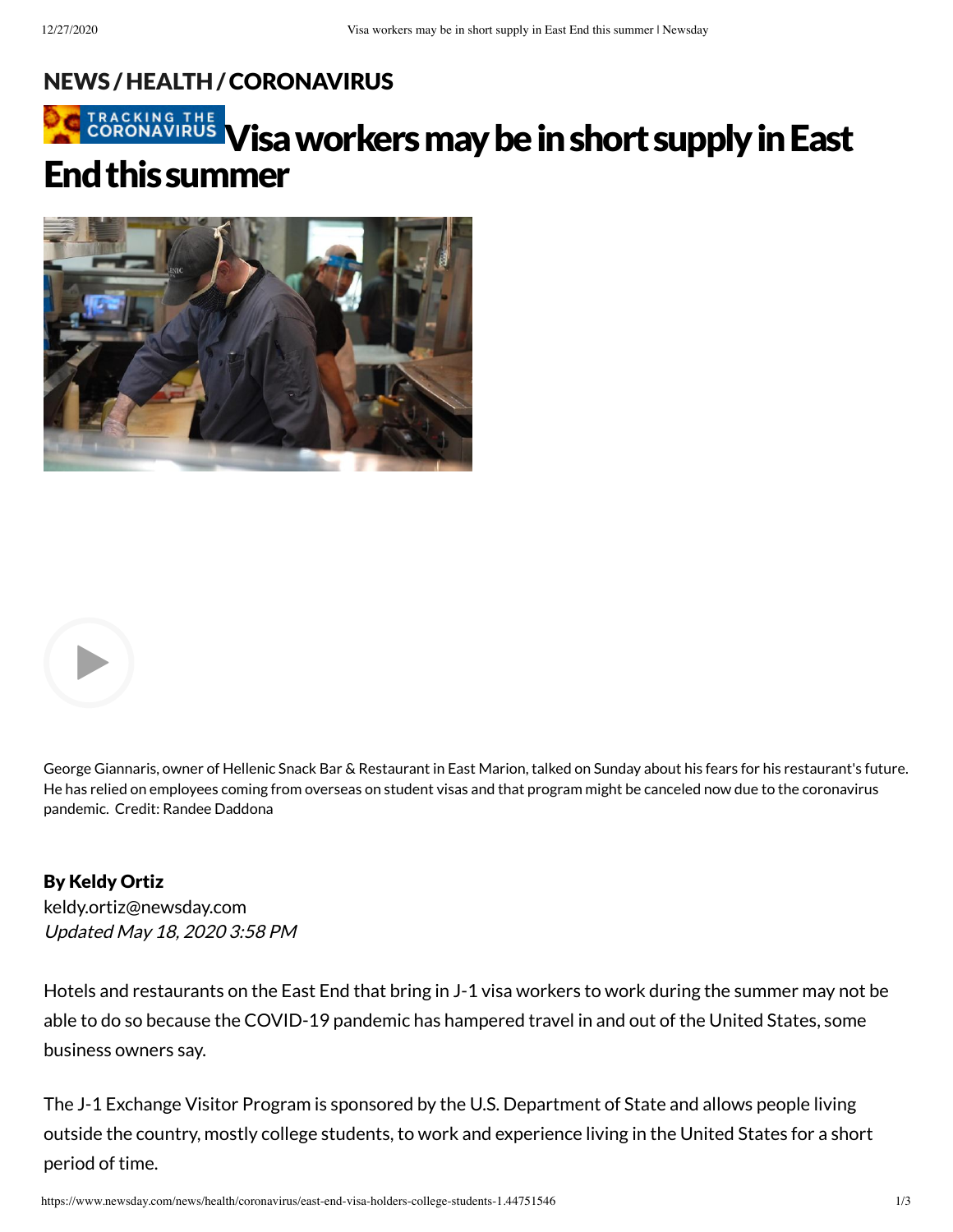NEWS / HEALTH / CORONAVIRUS

# Visa workers may be in short supply in East End this summer

George Giannaris, owner of Hellenic Snack Bar & Restaurant in East Marion, talked on Sunday about his fears for his restaurant's future. He has relied on employees coming from overseas on student visas and that program might be canceled now due to the coronavirus pandemic. Credit: Randee Daddona

**By Keldy Ortiz**
keldy.ortiz@newsday.com
*Updated May 18, 2020 3:58 PM*

Hotels and restaurants on the East End that bring in J-1 visa workers to work during the summer may not be able to do so because the COVID-19 pandemic has hampered travel in and out of the United States, some business owners say.

The J-1 Exchange Visitor Program is sponsored by the U.S. Department of State and allows people living outside the country, mostly college students, to work and experience living in the United States for a short period of time.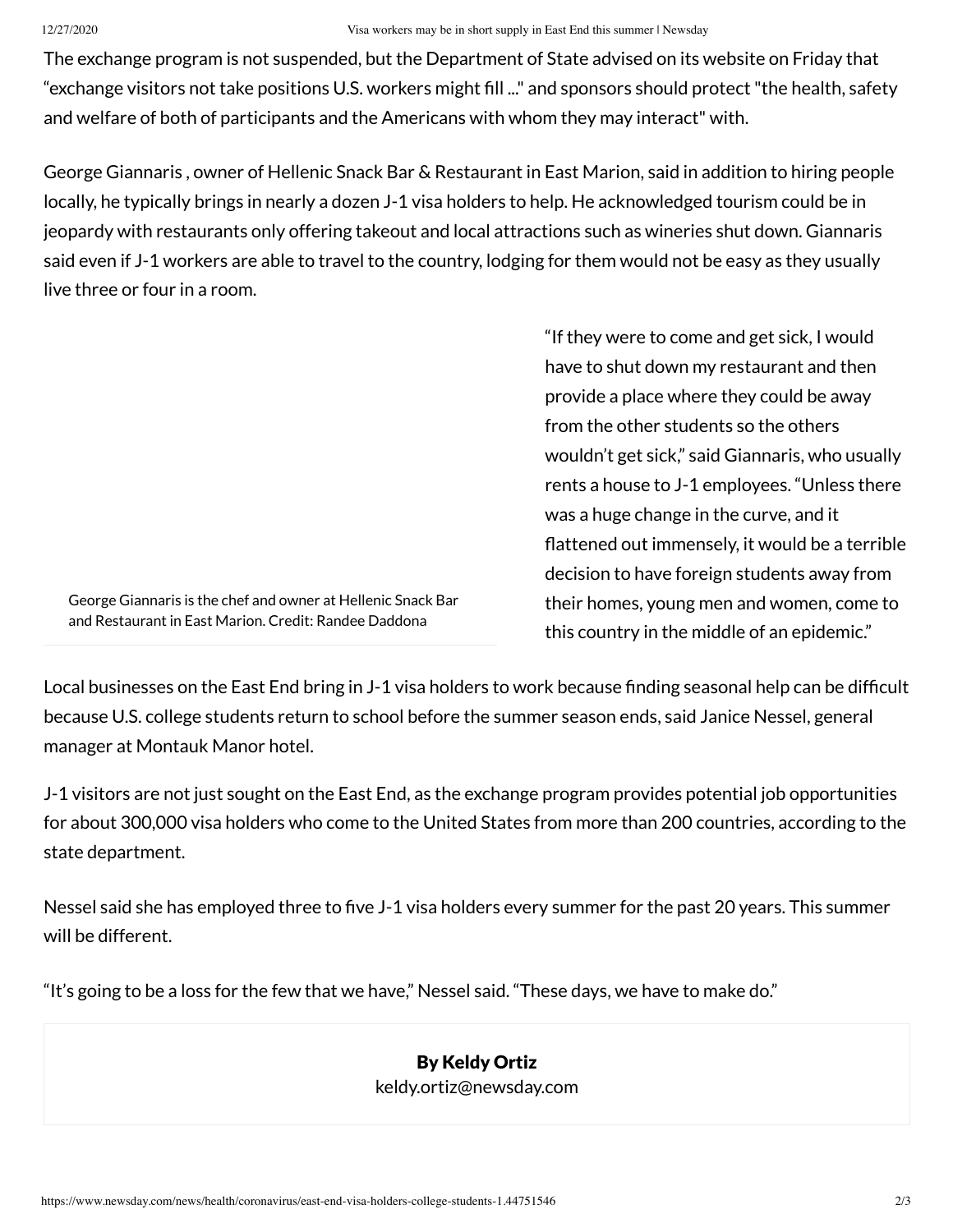The exchange program is not suspended, but the Department of State advised on its website on Friday that "exchange visitors not take positions U.S. workers might fill ..." and sponsors should protect "the health, safety and welfare of both of participants and the Americans with whom they may interact" with.

George Giannaris , owner of Hellenic Snack Bar & Restaurant in East Marion, said in addition to hiring people locally, he typically brings in nearly a dozen J-1 visa holders to help. He acknowledged tourism could be in jeopardy with restaurants only offering takeout and local attractions such as wineries shut down. Giannaris said even if J-1 workers are able to travel to the country, lodging for them would not be easy as they usually live three or four in a room.

George Giannaris is the chef and owner at Hellenic Snack Bar and Restaurant in East Marion. Credit: Randee Daddona

"If they were to come and get sick, I would have to shut down my restaurant and then provide a place where they could be away from the other students so the others wouldn't get sick," said Giannaris, who usually rents a house to J-1 employees. "Unless there was a huge change in the curve, and it flattened out immensely, it would be a terrible decision to have foreign students away from their homes, young men and women, come to this country in the middle of an epidemic."

Local businesses on the East End bring in J-1 visa holders to work because finding seasonal help can be difficult because U.S. college students return to school before the summer season ends, said Janice Nessel, general manager at Montauk Manor hotel.

J-1 visitors are not just sought on the East End, as the exchange program provides potential job opportunities for about 300,000 visa holders who come to the United States from more than 200 countries, according to the state department.

Nessel said she has employed three to five J-1 visa holders every summer for the past 20 years. This summer will be different.

"It's going to be a loss for the few that we have," Nessel said. "These days, we have to make do."

**By Keldy Ortiz**
keldy.ortiz@newsday.com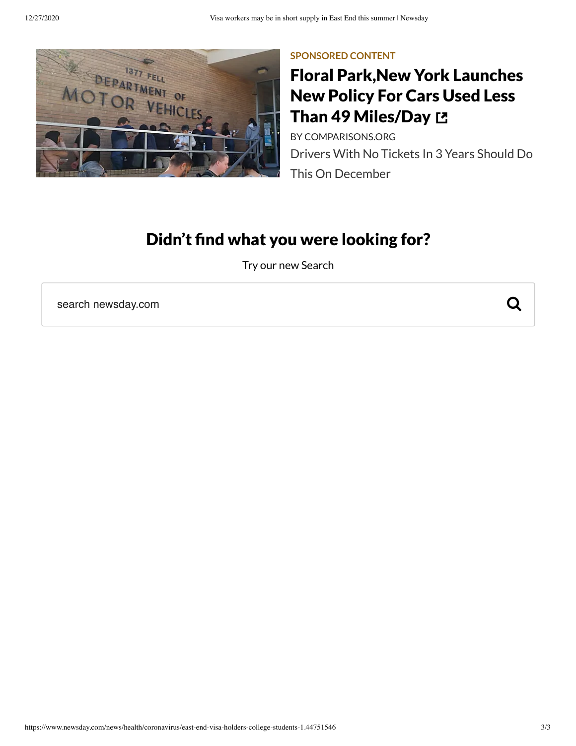SPONSORED CONTENT

## Floral Park,New York Launches New Policy For Cars Used Less Than 49 Miles/Day

BY COMPARISONS.ORG

Drivers With No Tickets In 3 Years Should Do This On December

## Didn't find what you were looking for?

Try our new Search

search newsday.com